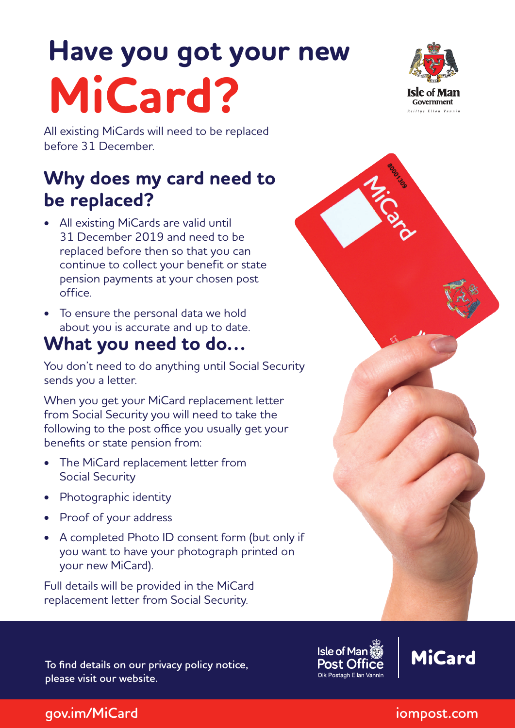# Have you got your new MiCard?

All existing MiCards will need to be replaced before 31 December.

## Why does my card need to be replaced?

- All existing MiCards are valid until 31 December 2019 and need to be replaced before then so that you can continue to collect your benefit or state pension payments at your chosen post office.
- To ensure the personal data we hold about you is accurate and up to date.

## What you need to do...

You don't need to do anything until Social Security sends you a letter.

When you get your MiCard replacement letter from Social Security you will need to take the following to the post office you usually get your benefits or state pension from:

- The MiCard replacement letter from Social Security
- Photographic identity
- Proof of your address
- A completed Photo ID consent form (but only if you want to have your photograph printed on your new MiCard).

Full details will be provided in the MiCard replacement letter from Social Security.

**To find details on our privacy policy notice, please visit our website.**

gov.im/MiCard

iompost.com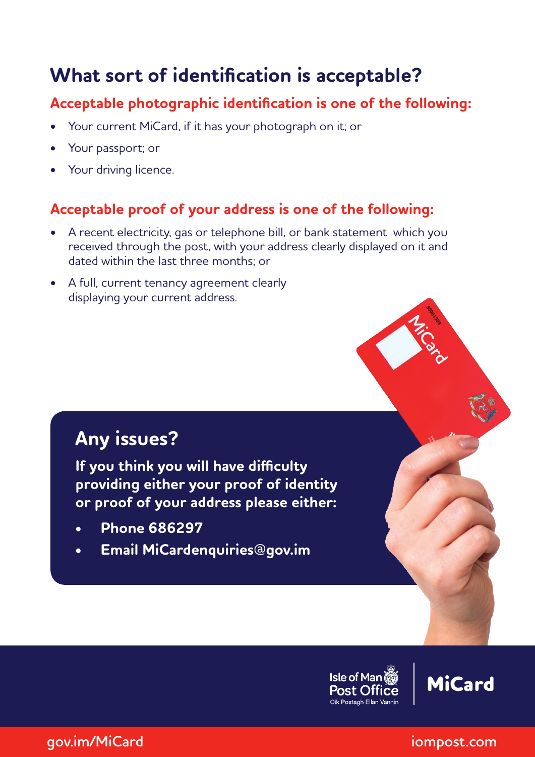# What sort of identification is acceptable?

## Acceptable photographic identification is one of the following:

- Your current MiCard, if it has your photograph on it; or
- Your passport; or
- Your driving licence.

## Acceptable proof of your address is one of the following:

- A recent electricity, gas or telephone bill, or bank statement which you received through the post, with your address clearly displayed on it and dated within the last three months; or
- A full, current tenancy agreement clearly displaying your current address.

## Any issues?

**If you think you will have difficulty providing either your proof of identity or proof of your address please either:**

- **Phone 686297**
- **Email MiCardenquiries@gov.im**

Isle of Man Post Office
Oik Postagh Ellan Vannin

MiCard

gov.im/MiCard

iompost.com